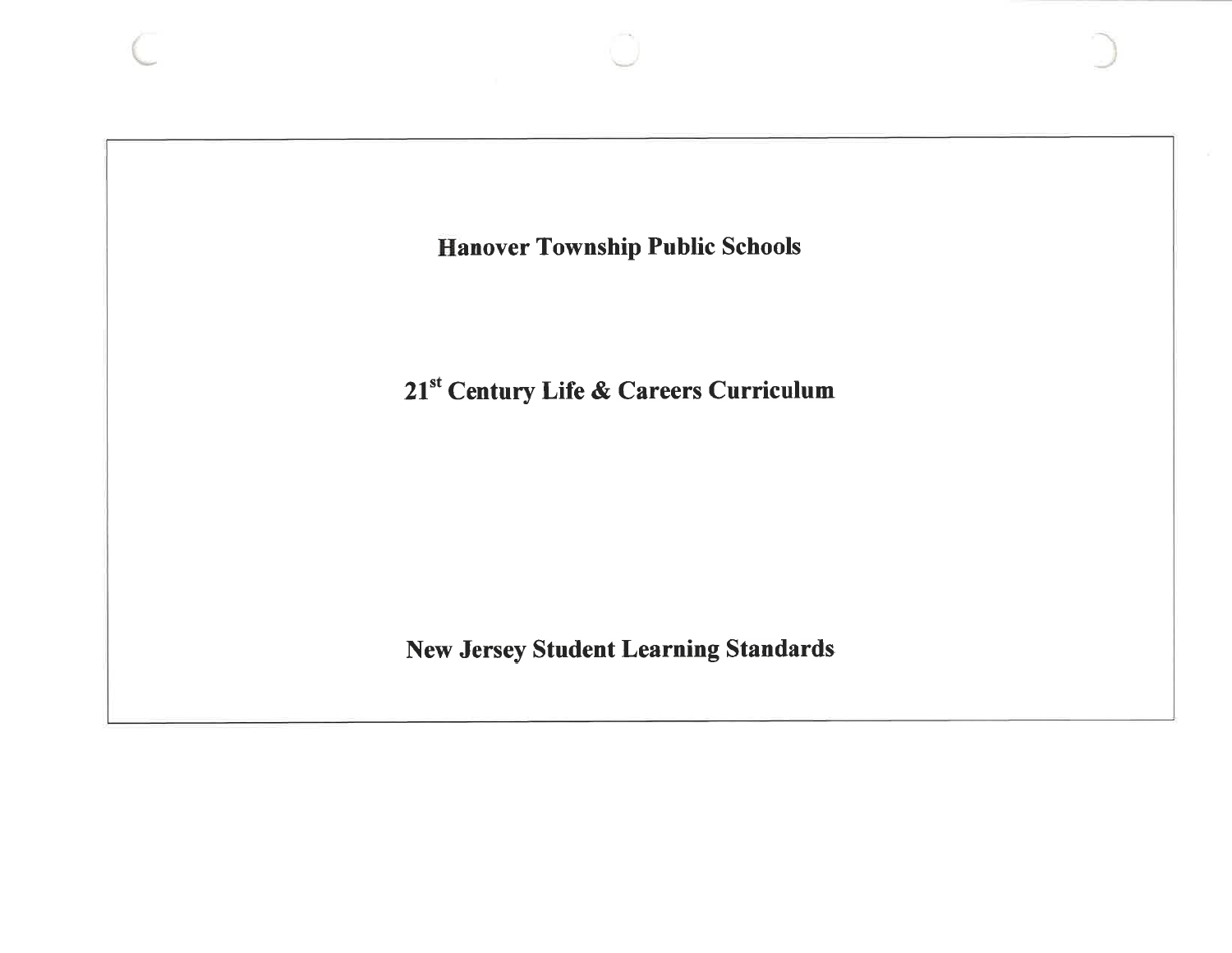# Hanover Township Public Schools

# 21st Century Life & Careers Curriculum

## New Jersey Student Learning Standards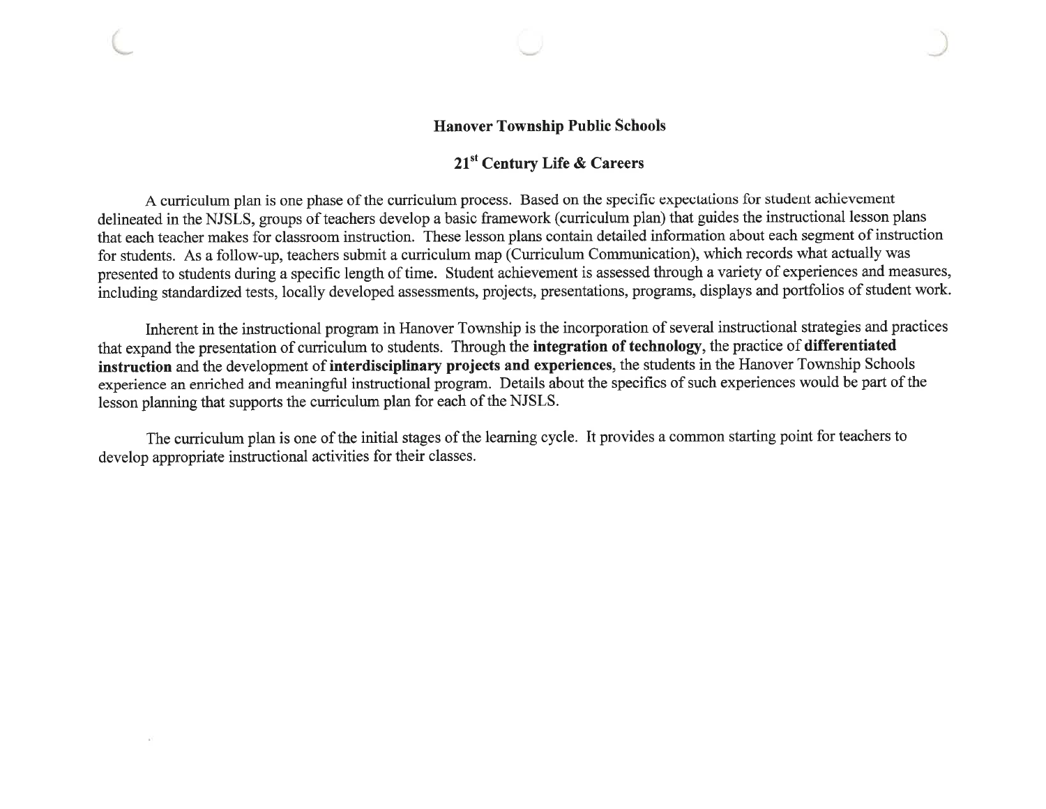## Hanover Township Public Schools

## 21st Century Life & Careers

A curriculum plan is one phase of the curriculum process. Based on the specific expectations for student achievement delineated in the NJSLS, groups of teachers develop a basic framework (curriculum plan) that guides the instructional lesson plans that each teacher makes for classroom instruction. These lesson plans contain detailed information about each segment of instruction for students. As a follow-up, teachers submit a curriculum map (Curriculum Communication), which records what actually was presented to students during a specific length of time. Student achievement is assessed through a variety of experiences and measures, including standardized tests, locally developed assessments, projects, presentations, programs, displays and portfolios of student work.

Inherent in the instructional program in Hanover Township is the incorporation of several instructional strategies and practices that expand the presentation of curriculum to students. Through the **integration of technology**, the practice of **differentiated instruction** and the development of **interdisciplinary projects and experiences**, the students in the Hanover Township Schools experience an enriched and meaningful instructional program. Details about the specifics of such experiences would be part of the lesson planning that supports the curriculum plan for each of the NJSLS.

The curriculum plan is one of the initial stages of the learning cycle. It provides a common starting point for teachers to develop appropriate instructional activities for their classes.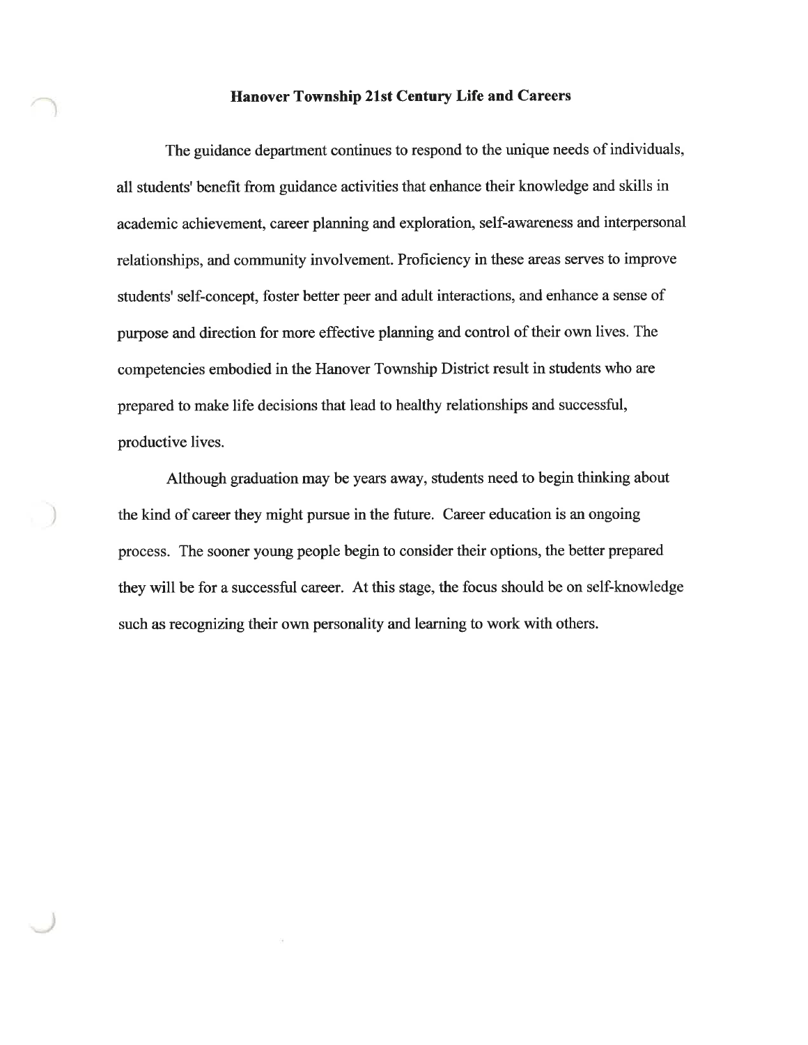# Hanover Township 21st Century Life and Careers

The guidance department continues to respond to the unique needs of individuals, all students' benefit from guidance activities that enhance their knowledge and skills in academic achievement, career planning and exploration, self-awareness and interpersonal relationships, and community involvement. Proficiency in these areas serves to improve students' self-concept, foster better peer and adult interactions, and enhance a sense of purpose and direction for more effective planning and control of their own lives. The competencies embodied in the Hanover Township District result in students who are prepared to make life decisions that lead to healthy relationships and successful, productive lives.

Although graduation may be years away, students need to begin thinking about the kind of career they might pursue in the future. Career education is an ongoing process. The sooner young people begin to consider their options, the better prepared they will be for a successful career. At this stage, the focus should be on self-knowledge such as recognizing their own personality and learning to work with others.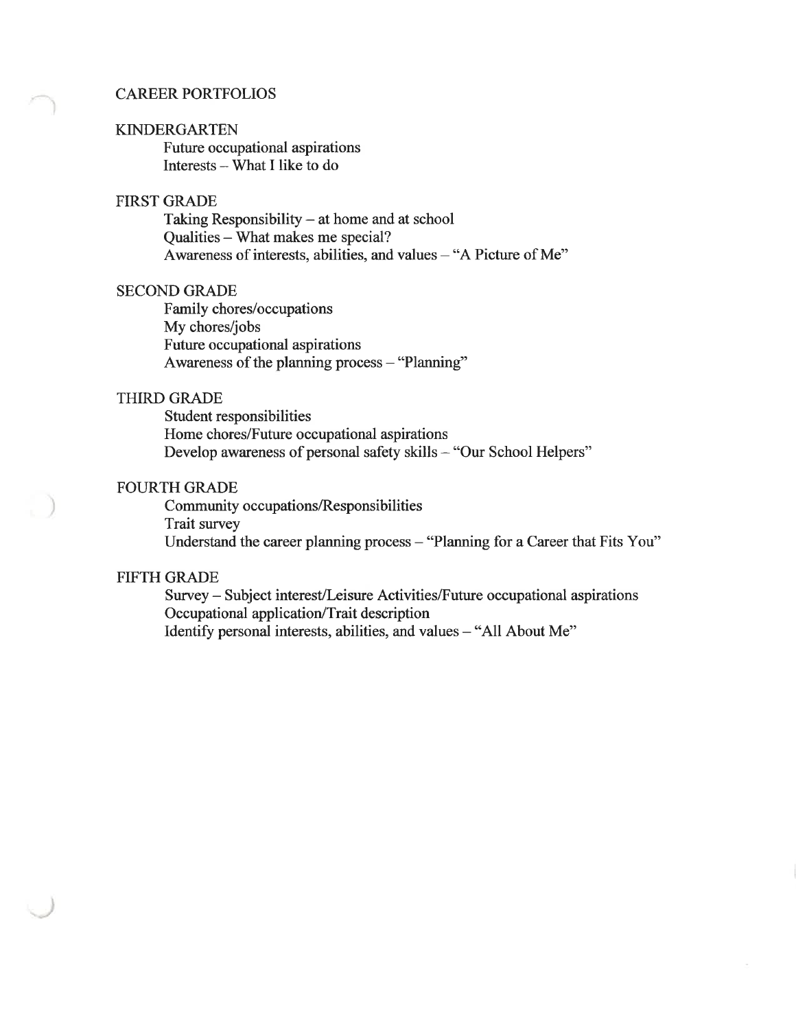# CAREER PORTFOLIOS

## KINDERGARTEN

- Future occupational aspirations
- Interests – What I like to do

## FIRST GRADE

- Taking Responsibility – at home and at school
- Qualities – What makes me special?
- Awareness of interests, abilities, and values – "A Picture of Me"

## SECOND GRADE

- Family chores/occupations
- My chores/jobs
- Future occupational aspirations
- Awareness of the planning process – "Planning"

## THIRD GRADE

- Student responsibilities
- Home chores/Future occupational aspirations
- Develop awareness of personal safety skills – "Our School Helpers"

## FOURTH GRADE

- Community occupations/Responsibilities
- Trait survey
- Understand the career planning process – "Planning for a Career that Fits You"

## FIFTH GRADE

- Survey – Subject interest/Leisure Activities/Future occupational aspirations
- Occupational application/Trait description
- Identify personal interests, abilities, and values – "All About Me"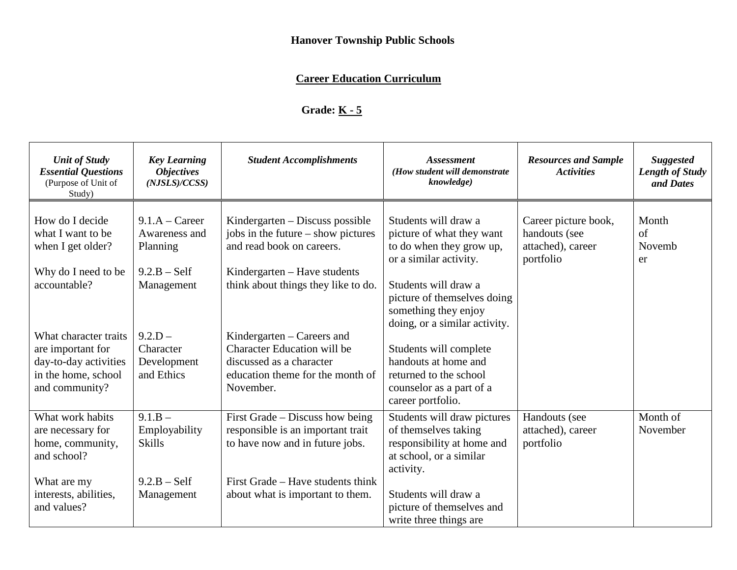**Hanover Township Public Schools**

**Career Education Curriculum**

**Grade: K - 5**

| *Unit of Study Essential Questions* (Purpose of Unit of Study) | *Key Learning Objectives (NJSLS)/CCSS)* | *Student Accomplishments* | *Assessment (How student will demonstrate knowledge)* | *Resources and Sample Activities* | *Suggested Length of Study and Dates* |
|---|---|---|---|---|---|
| How do I decide what I want to be when I get older?<br><br>Why do I need to be accountable?<br><br>What character traits are important for day-to-day activities in the home, school and community? | 9.1.A – Career Awareness and Planning<br><br>9.2.B – Self Management<br><br>9.2.D – Character Development and Ethics | Kindergarten – Discuss possible jobs in the future – show pictures and read book on careers.<br><br>Kindergarten – Have students think about things they like to do.<br><br>Kindergarten – Careers and Character Education will be discussed as a character education theme for the month of November. | Students will draw a picture of what they want to do when they grow up, or a similar activity.<br><br>Students will draw a picture of themselves doing something they enjoy doing, or a similar activity.<br><br>Students will complete handouts at home and returned to the school counselor as a part of a career portfolio. | Career picture book, handouts (see attached), career portfolio | Month of November |
| What work habits are necessary for home, community, and school?<br><br>What are my interests, abilities, and values? | 9.1.B – Employability Skills<br><br>9.2.B – Self Management | First Grade – Discuss how being responsible is an important trait to have now and in future jobs.<br><br>First Grade – Have students think about what is important to them. | Students will draw pictures of themselves taking responsibility at home and at school, or a similar activity.<br><br>Students will draw a picture of themselves and write three things are | Handouts (see attached), career portfolio | Month of November |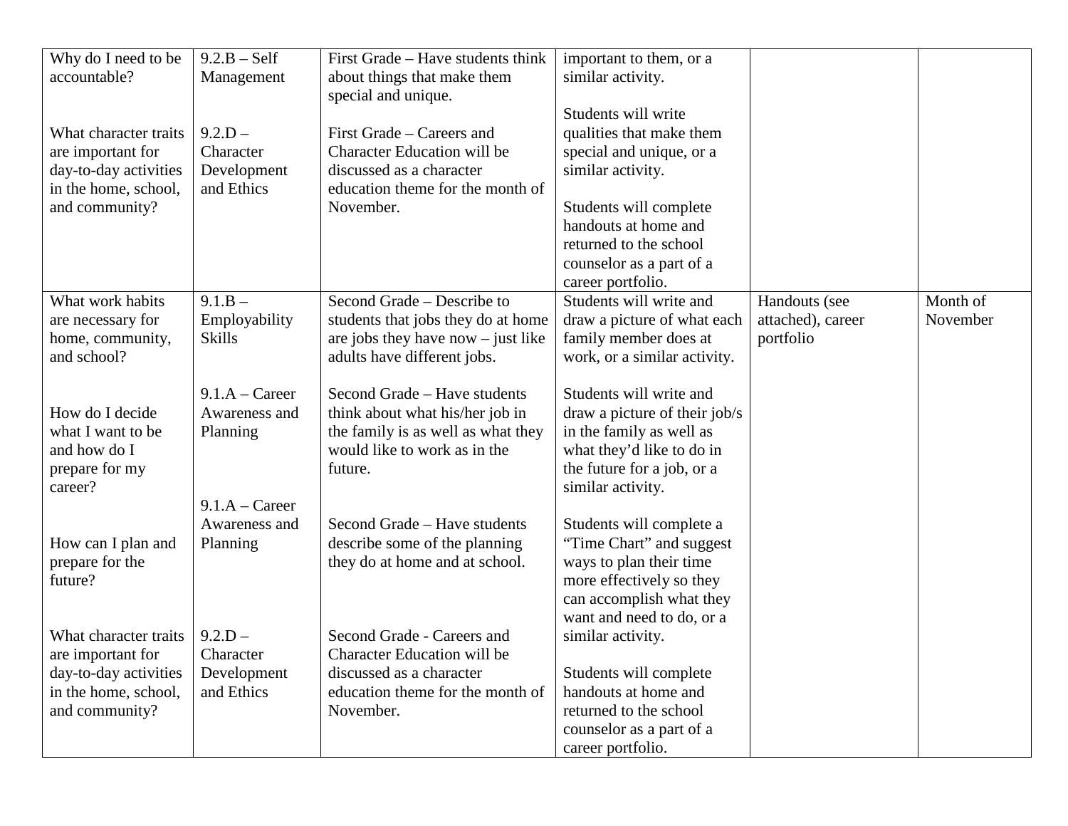| | | | | | |
|---|---|---|---|---|---|
| Why do I need to be accountable?<br><br>What character traits are important for day-to-day activities in the home, school, and community? | 9.2.B – Self Management<br><br>9.2.D – Character Development and Ethics | First Grade – Have students think about things that make them special and unique.<br><br>First Grade – Careers and Character Education will be discussed as a character education theme for the month of November. | important to them, or a similar activity.<br><br>Students will write qualities that make them special and unique, or a similar activity.<br><br>Students will complete handouts at home and returned to the school counselor as a part of a career portfolio. | | |
| What work habits are necessary for home, community, and school?<br><br>How do I decide what I want to be and how do I prepare for my career?<br><br>How can I plan and prepare for the future?<br><br>What character traits are important for day-to-day activities in the home, school, and community? | 9.1.B – Employability Skills<br><br>9.1.A – Career Awareness and Planning<br><br>9.1.A – Career Awareness and Planning<br><br>9.2.D – Character Development and Ethics | Second Grade – Describe to students that jobs they do at home are jobs they have now – just like adults have different jobs.<br><br>Second Grade – Have students think about what his/her job in the family is as well as what they would like to work as in the future.<br><br>Second Grade – Have students describe some of the planning they do at home and at school.<br><br>Second Grade - Careers and Character Education will be discussed as a character education theme for the month of November. | Students will write and draw a picture of what each family member does at work, or a similar activity.<br><br>Students will write and draw a picture of their job/s in the family as well as what they'd like to do in the future for a job, or a similar activity.<br><br>Students will complete a "Time Chart" and suggest ways to plan their time more effectively so they can accomplish what they want and need to do, or a similar activity.<br><br>Students will complete handouts at home and returned to the school counselor as a part of a career portfolio. | Handouts (see attached), career portfolio | Month of November |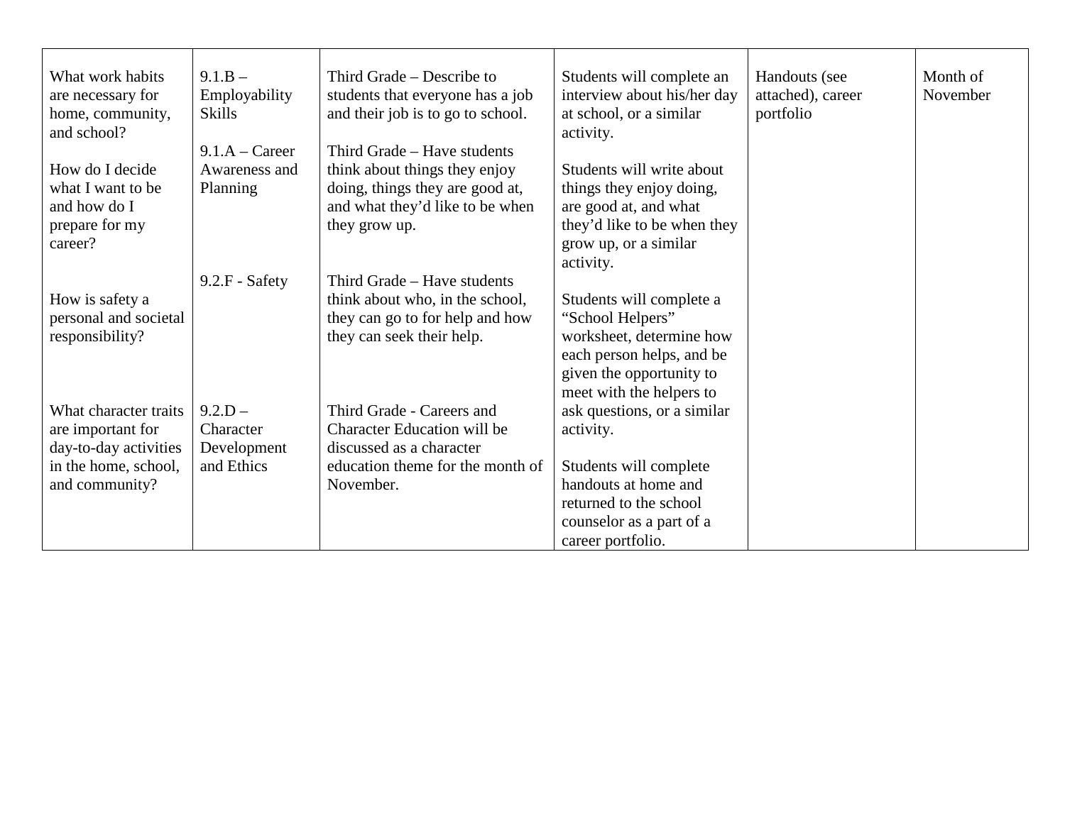| | | | | | |
|---|---|---|---|---|---|
| What work habits are necessary for home, community, and school?<br><br>How do I decide what I want to be and how do I prepare for my career?<br><br>How is safety a personal and societal responsibility?<br><br>What character traits are important for day-to-day activities in the home, school, and community? | 9.1.B – Employability Skills<br><br>9.1.A – Career Awareness and Planning<br><br>9.2.F - Safety<br><br>9.2.D – Character Development and Ethics | Third Grade – Describe to students that everyone has a job and their job is to go to school.<br><br>Third Grade – Have students think about things they enjoy doing, things they are good at, and what they'd like to be when they grow up.<br><br>Third Grade – Have students think about who, in the school, they can go to for help and how they can seek their help.<br><br>Third Grade - Careers and Character Education will be discussed as a character education theme for the month of November. | Students will complete an interview about his/her day at school, or a similar activity.<br><br>Students will write about things they enjoy doing, are good at, and what they'd like to be when they grow up, or a similar activity.<br><br>Students will complete a "School Helpers" worksheet, determine how each person helps, and be given the opportunity to meet with the helpers to ask questions, or a similar activity.<br><br>Students will complete handouts at home and returned to the school counselor as a part of a career portfolio. | Handouts (see attached), career portfolio | Month of November |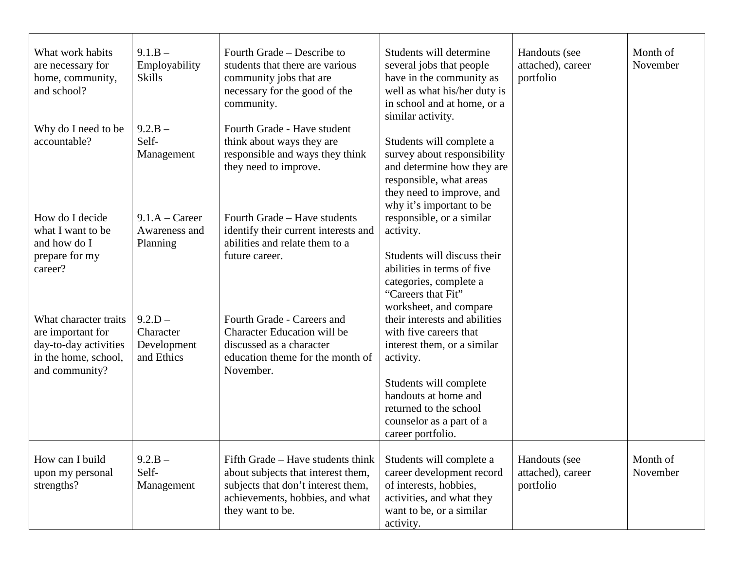| | | | | | |
|---|---|---|---|---|---|
| What work habits are necessary for home, community, and school?<br><br>Why do I need to be accountable?<br><br>How do I decide what I want to be and how do I prepare for my career?<br><br>What character traits are important for day-to-day activities in the home, school, and community? | 9.1.B – Employability Skills<br><br>9.2.B – Self-Management<br><br>9.1.A – Career Awareness and Planning<br><br>9.2.D – Character Development and Ethics | Fourth Grade – Describe to students that there are various community jobs that are necessary for the good of the community.<br><br>Fourth Grade - Have student think about ways they are responsible and ways they think they need to improve.<br><br>Fourth Grade – Have students identify their current interests and abilities and relate them to a future career.<br><br>Fourth Grade - Careers and Character Education will be discussed as a character education theme for the month of November. | Students will determine several jobs that people have in the community as well as what his/her duty is in school and at home, or a similar activity.<br><br>Students will complete a survey about responsibility and determine how they are responsible, what areas they need to improve, and why it's important to be responsible, or a similar activity.<br><br>Students will discuss their abilities in terms of five categories, complete a "Careers that Fit" worksheet, and compare their interests and abilities with five careers that interest them, or a similar activity.<br><br>Students will complete handouts at home and returned to the school counselor as a part of a career portfolio. | Handouts (see attached), career portfolio | Month of November |
| How can I build upon my personal strengths? | 9.2.B – Self-Management | Fifth Grade – Have students think about subjects that interest them, subjects that don't interest them, achievements, hobbies, and what they want to be. | Students will complete a career development record of interests, hobbies, activities, and what they want to be, or a similar activity. | Handouts (see attached), career portfolio | Month of November |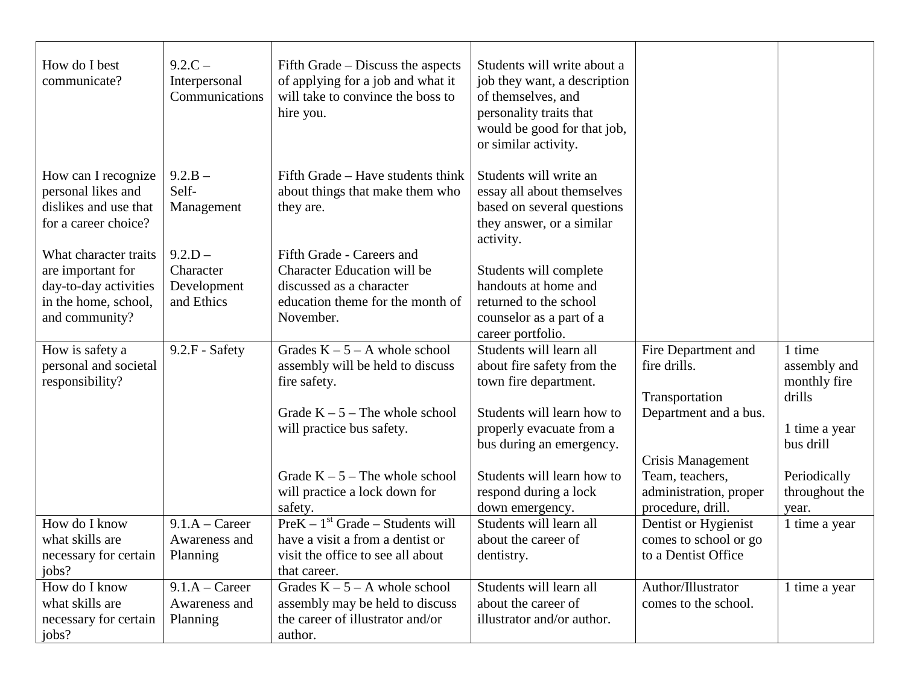| | | | | | |
|---|---|---|---|---|---|
| How do I best communicate?<br><br>How can I recognize personal likes and dislikes and use that for a career choice?<br><br>What character traits are important for day-to-day activities in the home, school, and community? | 9.2.C – Interpersonal Communications<br><br>9.2.B – Self-Management<br><br>9.2.D – Character Development and Ethics | Fifth Grade – Discuss the aspects of applying for a job and what it will take to convince the boss to hire you.<br><br>Fifth Grade – Have students think about things that make them who they are.<br><br>Fifth Grade - Careers and Character Education will be discussed as a character education theme for the month of November. | Students will write about a job they want, a description of themselves, and personality traits that would be good for that job, or similar activity.<br><br>Students will write an essay all about themselves based on several questions they answer, or a similar activity.<br><br>Students will complete handouts at home and returned to the school counselor as a part of a career portfolio. | | |
| How is safety a personal and societal responsibility? | 9.2.F - Safety | Grades K – 5 – A whole school assembly will be held to discuss fire safety.<br><br>Grade K – 5 – The whole school will practice bus safety.<br><br>Grade K – 5 – The whole school will practice a lock down for safety. | Students will learn all about fire safety from the town fire department.<br><br>Students will learn how to properly evacuate from a bus during an emergency.<br><br>Students will learn how to respond during a lock down emergency. | Fire Department and fire drills.<br><br>Transportation Department and a bus.<br><br>Crisis Management Team, teachers, administration, proper procedure, drill. | 1 time assembly and monthly fire drills<br><br>1 time a year bus drill<br><br>Periodically throughout the year. |
| How do I know what skills are necessary for certain jobs? | 9.1.A – Career Awareness and Planning | PreK – 1st Grade – Students will have a visit from a dentist or visit the office to see all about that career. | Students will learn all about the career of dentistry. | Dentist or Hygienist comes to school or go to a Dentist Office | 1 time a year |
| How do I know what skills are necessary for certain jobs? | 9.1.A – Career Awareness and Planning | Grades K – 5 – A whole school assembly may be held to discuss the career of illustrator and/or author. | Students will learn all about the career of illustrator and/or author. | Author/Illustrator comes to the school. | 1 time a year |